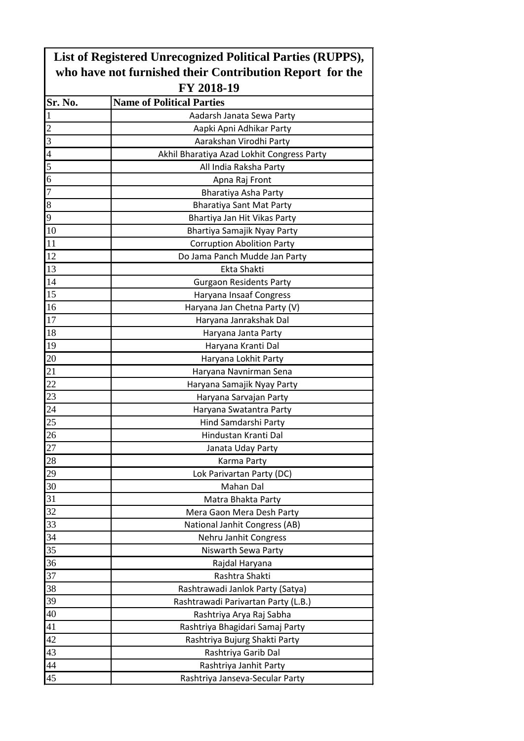# List of Registered Unrecognized Political Parties (RUPPS), who have not furnished their Contribution Report for the FY 2018-19

| Sr. No. | Name of Political Parties |
|---|---|
| 1 | Aadarsh Janata Sewa Party |
| 2 | Aapki Apni Adhikar Party |
| 3 | Aarakshan Virodhi Party |
| 4 | Akhil Bharatiya Azad Lokhit Congress Party |
| 5 | All India Raksha Party |
| 6 | Apna Raj Front |
| 7 | Bharatiya Asha Party |
| 8 | Bharatiya Sant Mat Party |
| 9 | Bhartiya Jan Hit Vikas Party |
| 10 | Bhartiya Samajik Nyay Party |
| 11 | Corruption Abolition Party |
| 12 | Do Jama Panch Mudde Jan Party |
| 13 | Ekta Shakti |
| 14 | Gurgaon Residents Party |
| 15 | Haryana Insaaf Congress |
| 16 | Haryana Jan Chetna Party (V) |
| 17 | Haryana Janrakshak Dal |
| 18 | Haryana Janta Party |
| 19 | Haryana Kranti Dal |
| 20 | Haryana Lokhit Party |
| 21 | Haryana Navnirman Sena |
| 22 | Haryana Samajik Nyay Party |
| 23 | Haryana Sarvajan Party |
| 24 | Haryana Swatantra Party |
| 25 | Hind Samdarshi Party |
| 26 | Hindustan Kranti Dal |
| 27 | Janata Uday Party |
| 28 | Karma Party |
| 29 | Lok Parivartan Party (DC) |
| 30 | Mahan Dal |
| 31 | Matra Bhakta Party |
| 32 | Mera Gaon Mera Desh Party |
| 33 | National Janhit Congress (AB) |
| 34 | Nehru Janhit Congress |
| 35 | Niswarth Sewa Party |
| 36 | Rajdal Haryana |
| 37 | Rashtra Shakti |
| 38 | Rashtrawadi Janlok Party (Satya) |
| 39 | Rashtrawadi Parivartan Party (L.B.) |
| 40 | Rashtriya Arya Raj Sabha |
| 41 | Rashtriya Bhagidari Samaj Party |
| 42 | Rashtriya Bujurg Shakti Party |
| 43 | Rashtriya Garib Dal |
| 44 | Rashtriya Janhit Party |
| 45 | Rashtriya Janseva-Secular Party |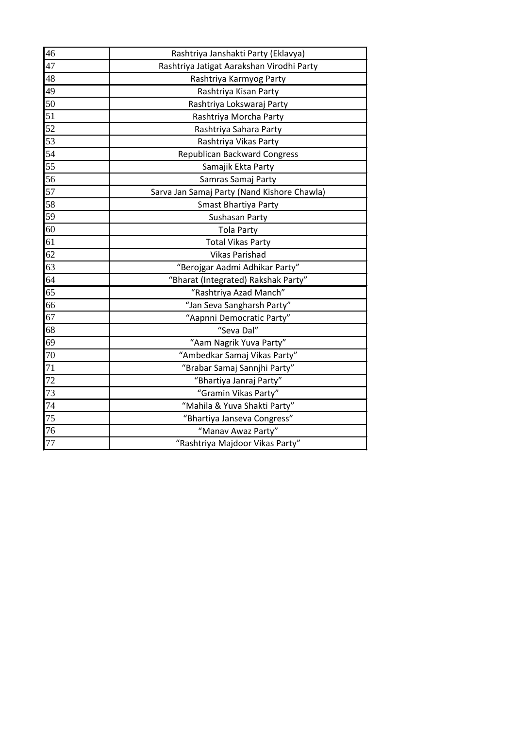| | |
|---|---|
| 46 | Rashtriya Janshakti Party (Eklavya) |
| 47 | Rashtriya Jatigat Aarakshan Virodhi Party |
| 48 | Rashtriya Karmyog Party |
| 49 | Rashtriya Kisan Party |
| 50 | Rashtriya Lokswaraj Party |
| 51 | Rashtriya Morcha Party |
| 52 | Rashtriya Sahara Party |
| 53 | Rashtriya Vikas Party |
| 54 | Republican Backward Congress |
| 55 | Samajik Ekta Party |
| 56 | Samras Samaj Party |
| 57 | Sarva Jan Samaj Party (Nand Kishore Chawla) |
| 58 | Smast Bhartiya Party |
| 59 | Sushasan Party |
| 60 | Tola Party |
| 61 | Total Vikas Party |
| 62 | Vikas Parishad |
| 63 | "Berojgar Aadmi Adhikar Party" |
| 64 | "Bharat (Integrated) Rakshak Party" |
| 65 | "Rashtriya Azad Manch" |
| 66 | "Jan Seva Sangharsh Party" |
| 67 | "Aapnni Democratic Party" |
| 68 | "Seva Dal" |
| 69 | "Aam Nagrik Yuva Party" |
| 70 | "Ambedkar Samaj Vikas Party" |
| 71 | "Brabar Samaj Sannjhi Party" |
| 72 | "Bhartiya Janraj Party" |
| 73 | "Gramin Vikas Party" |
| 74 | "Mahila & Yuva Shakti Party" |
| 75 | "Bhartiya Janseva Congress" |
| 76 | "Manav Awaz Party" |
| 77 | "Rashtriya Majdoor Vikas Party" |